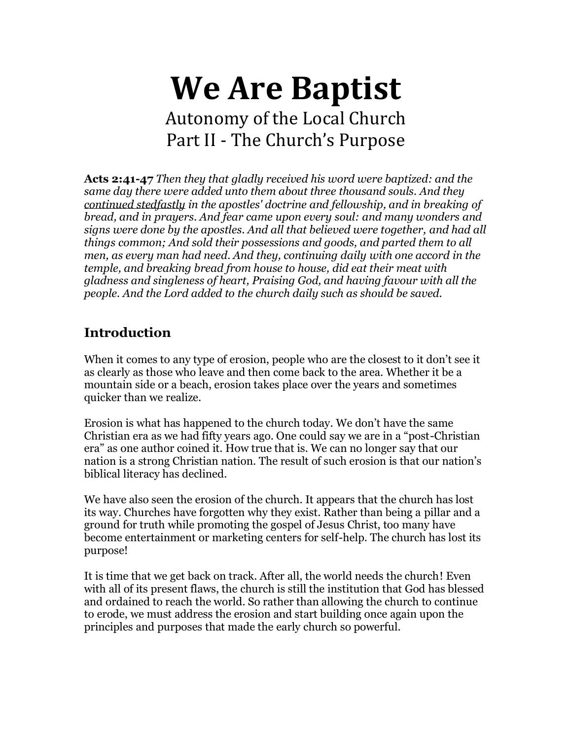# We Are Baptist

## Autonomy of the Local Church
## Part II - The Church's Purpose

**Acts 2:41-47** *Then they that gladly received his word were baptized: and the same day there were added unto them about three thousand souls. And they <u>continued stedfastly</u> in the apostles' doctrine and fellowship, and in breaking of bread, and in prayers. And fear came upon every soul: and many wonders and signs were done by the apostles. And all that believed were together, and had all things common; And sold their possessions and goods, and parted them to all men, as every man had need. And they, continuing daily with one accord in the temple, and breaking bread from house to house, did eat their meat with gladness and singleness of heart, Praising God, and having favour with all the people. And the Lord added to the church daily such as should be saved.*

## Introduction

When it comes to any type of erosion, people who are the closest to it don't see it as clearly as those who leave and then come back to the area. Whether it be a mountain side or a beach, erosion takes place over the years and sometimes quicker than we realize.

Erosion is what has happened to the church today. We don't have the same Christian era as we had fifty years ago. One could say we are in a "post-Christian era" as one author coined it. How true that is. We can no longer say that our nation is a strong Christian nation. The result of such erosion is that our nation's biblical literacy has declined.

We have also seen the erosion of the church. It appears that the church has lost its way. Churches have forgotten why they exist. Rather than being a pillar and a ground for truth while promoting the gospel of Jesus Christ, too many have become entertainment or marketing centers for self-help. The church has lost its purpose!

It is time that we get back on track. After all, the world needs the church! Even with all of its present flaws, the church is still the institution that God has blessed and ordained to reach the world. So rather than allowing the church to continue to erode, we must address the erosion and start building once again upon the principles and purposes that made the early church so powerful.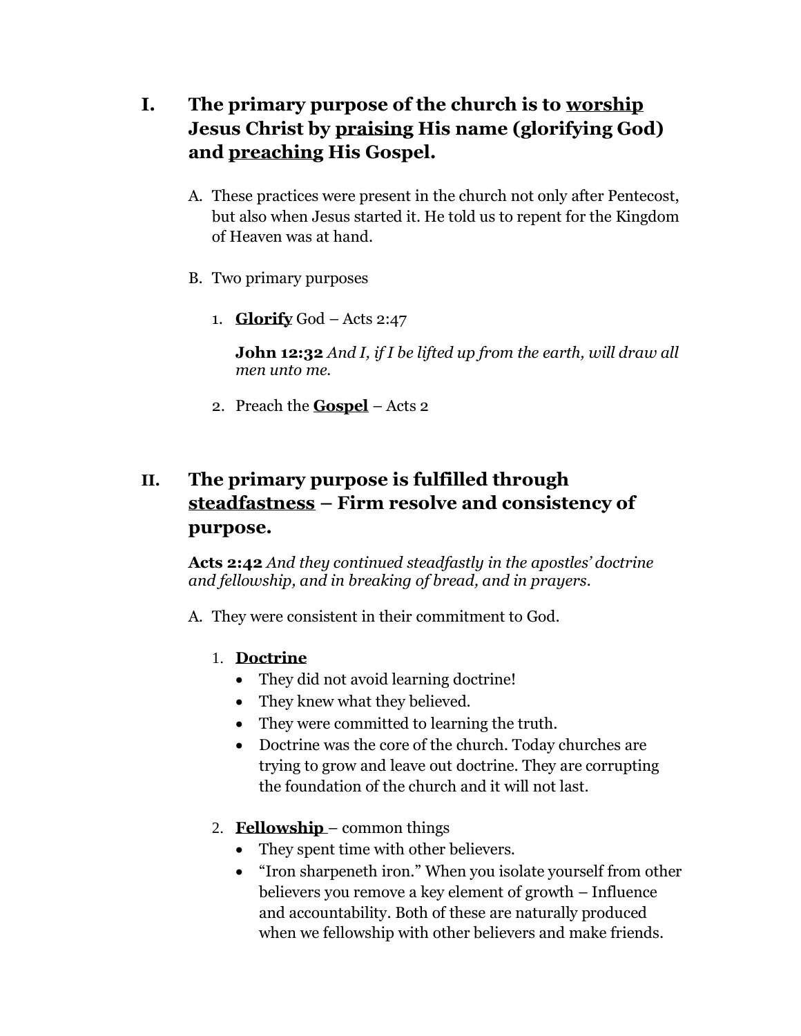## I. The primary purpose of the church is to <u>worship</u> Jesus Christ by <u>praising</u> His name (glorifying God) and <u>preaching</u> His Gospel.

A. These practices were present in the church not only after Pentecost, but also when Jesus started it. He told us to repent for the Kingdom of Heaven was at hand.

B. Two primary purposes

1. **<u>Glorify</u>** God – Acts 2:47

   **John 12:32** *And I, if I be lifted up from the earth, will draw all men unto me.*

2. Preach the **<u>Gospel</u>** – Acts 2

## II. The primary purpose is fulfilled through <u>steadfastness</u> – Firm resolve and consistency of purpose.

**Acts 2:42** *And they continued steadfastly in the apostles' doctrine and fellowship, and in breaking of bread, and in prayers.*

A. They were consistent in their commitment to God.

1. **<u>Doctrine</u>**
   - They did not avoid learning doctrine!
   - They knew what they believed.
   - They were committed to learning the truth.
   - Doctrine was the core of the church. Today churches are trying to grow and leave out doctrine. They are corrupting the foundation of the church and it will not last.

2. **<u>Fellowship</u>** – common things
   - They spent time with other believers.
   - "Iron sharpeneth iron." When you isolate yourself from other believers you remove a key element of growth – Influence and accountability. Both of these are naturally produced when we fellowship with other believers and make friends.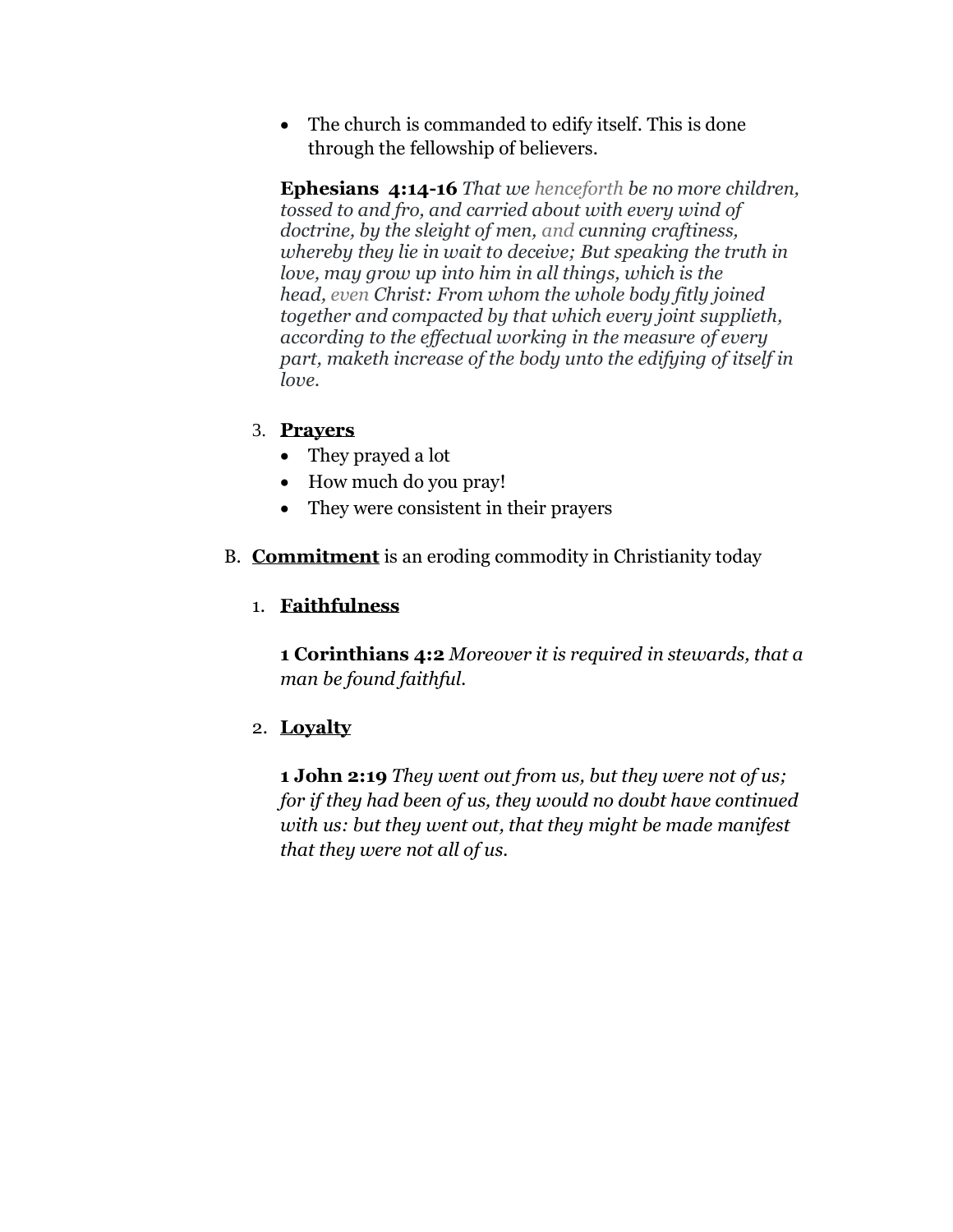- The church is commanded to edify itself. This is done through the fellowship of believers.

**Ephesians 4:14-16** *That we henceforth be no more children, tossed to and fro, and carried about with every wind of doctrine, by the sleight of men, and cunning craftiness, whereby they lie in wait to deceive; But speaking the truth in love, may grow up into him in all things, which is the head, even Christ: From whom the whole body fitly joined together and compacted by that which every joint supplieth, according to the effectual working in the measure of every part, maketh increase of the body unto the edifying of itself in love.*

3. **Prayers**
   - They prayed a lot
   - How much do you pray!
   - They were consistent in their prayers

B. **Commitment** is an eroding commodity in Christianity today

1. **Faithfulness**

**1 Corinthians 4:2** *Moreover it is required in stewards, that a man be found faithful.*

2. **Loyalty**

**1 John 2:19** *They went out from us, but they were not of us; for if they had been of us, they would no doubt have continued with us: but they went out, that they might be made manifest that they were not all of us.*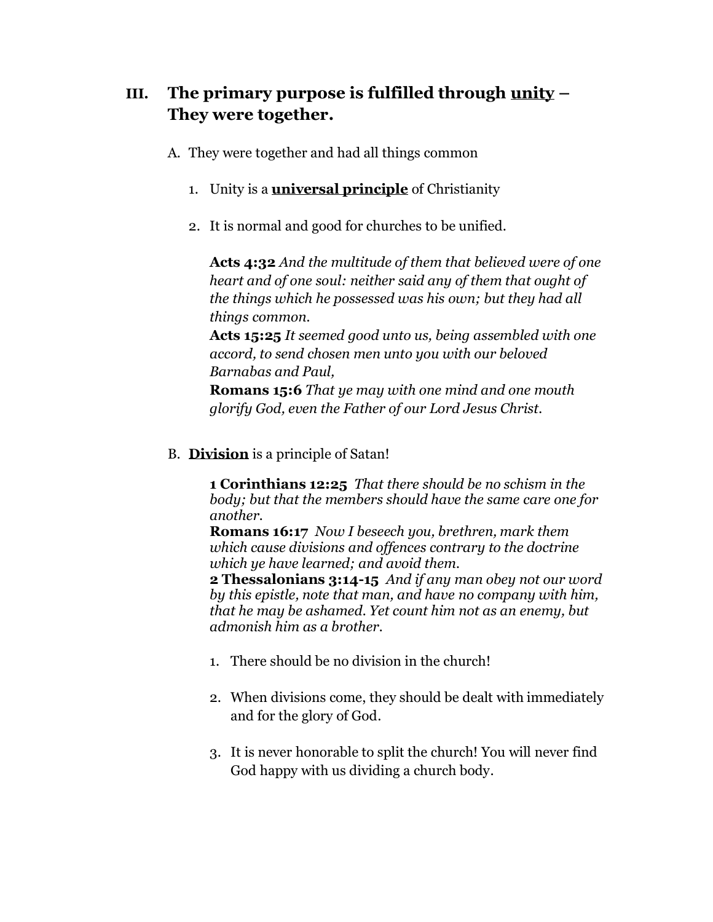## III. The primary purpose is fulfilled through <u>unity</u> – They were together.

A. They were together and had all things common

1. Unity is a <u>**universal principle**</u> of Christianity

2. It is normal and good for churches to be unified.

   **Acts 4:32** *And the multitude of them that believed were of one heart and of one soul: neither said any of them that ought of the things which he possessed was his own; but they had all things common.*
   **Acts 15:25** *It seemed good unto us, being assembled with one accord, to send chosen men unto you with our beloved Barnabas and Paul,*
   **Romans 15:6** *That ye may with one mind and one mouth glorify God, even the Father of our Lord Jesus Christ.*

B. <u>**Division**</u> is a principle of Satan!

   **1 Corinthians 12:25** *That there should be no schism in the body; but that the members should have the same care one for another.*
   **Romans 16:17** *Now I beseech you, brethren, mark them which cause divisions and offences contrary to the doctrine which ye have learned; and avoid them.*
   **2 Thessalonians 3:14-15** *And if any man obey not our word by this epistle, note that man, and have no company with him, that he may be ashamed. Yet count him not as an enemy, but admonish him as a brother.*

1. There should be no division in the church!

2. When divisions come, they should be dealt with immediately and for the glory of God.

3. It is never honorable to split the church! You will never find God happy with us dividing a church body.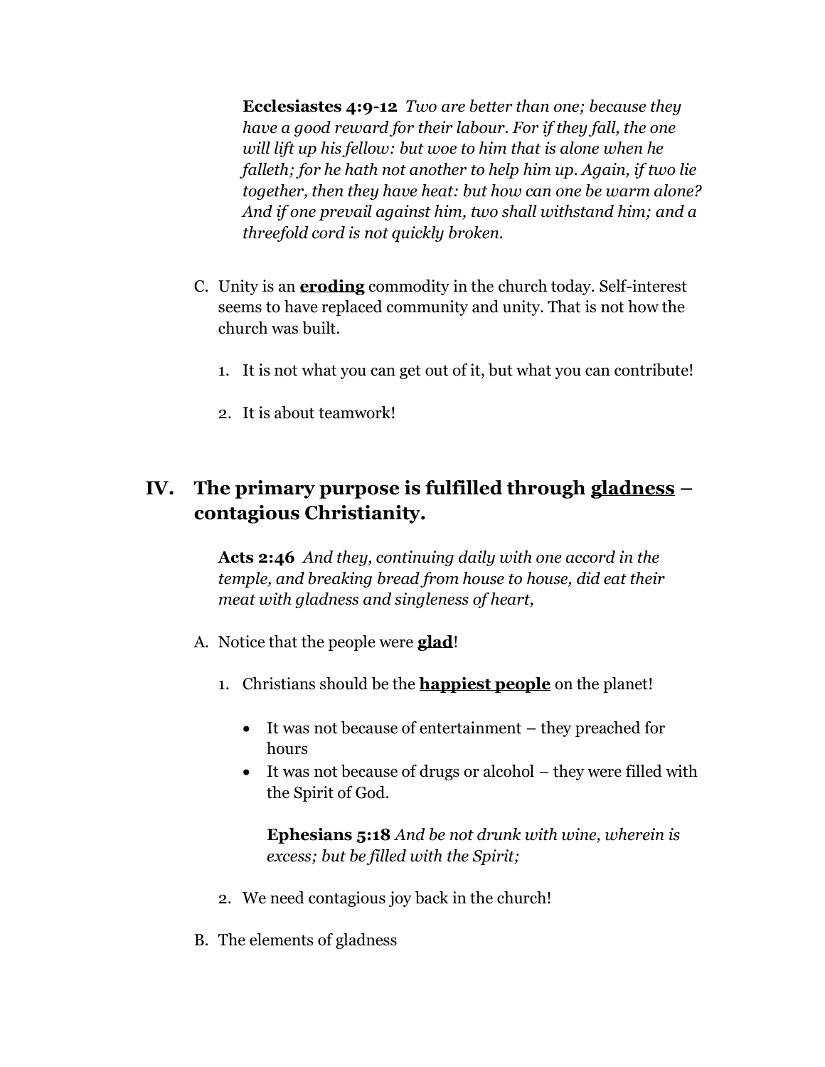**Ecclesiastes 4:9-12** *Two are better than one; because they have a good reward for their labour. For if they fall, the one will lift up his fellow: but woe to him that is alone when he falleth; for he hath not another to help him up. Again, if two lie together, then they have heat: but how can one be warm alone? And if one prevail against him, two shall withstand him; and a threefold cord is not quickly broken.*

C. Unity is an **eroding** commodity in the church today. Self-interest seems to have replaced community and unity. That is not how the church was built.

1. It is not what you can get out of it, but what you can contribute!

2. It is about teamwork!

## IV. The primary purpose is fulfilled through gladness – contagious Christianity.

**Acts 2:46** *And they, continuing daily with one accord in the temple, and breaking bread from house to house, did eat their meat with gladness and singleness of heart,*

A. Notice that the people were **glad**!

1. Christians should be the **happiest people** on the planet!

- It was not because of entertainment – they preached for hours
- It was not because of drugs or alcohol – they were filled with the Spirit of God.

**Ephesians 5:18** *And be not drunk with wine, wherein is excess; but be filled with the Spirit;*

2. We need contagious joy back in the church!

B. The elements of gladness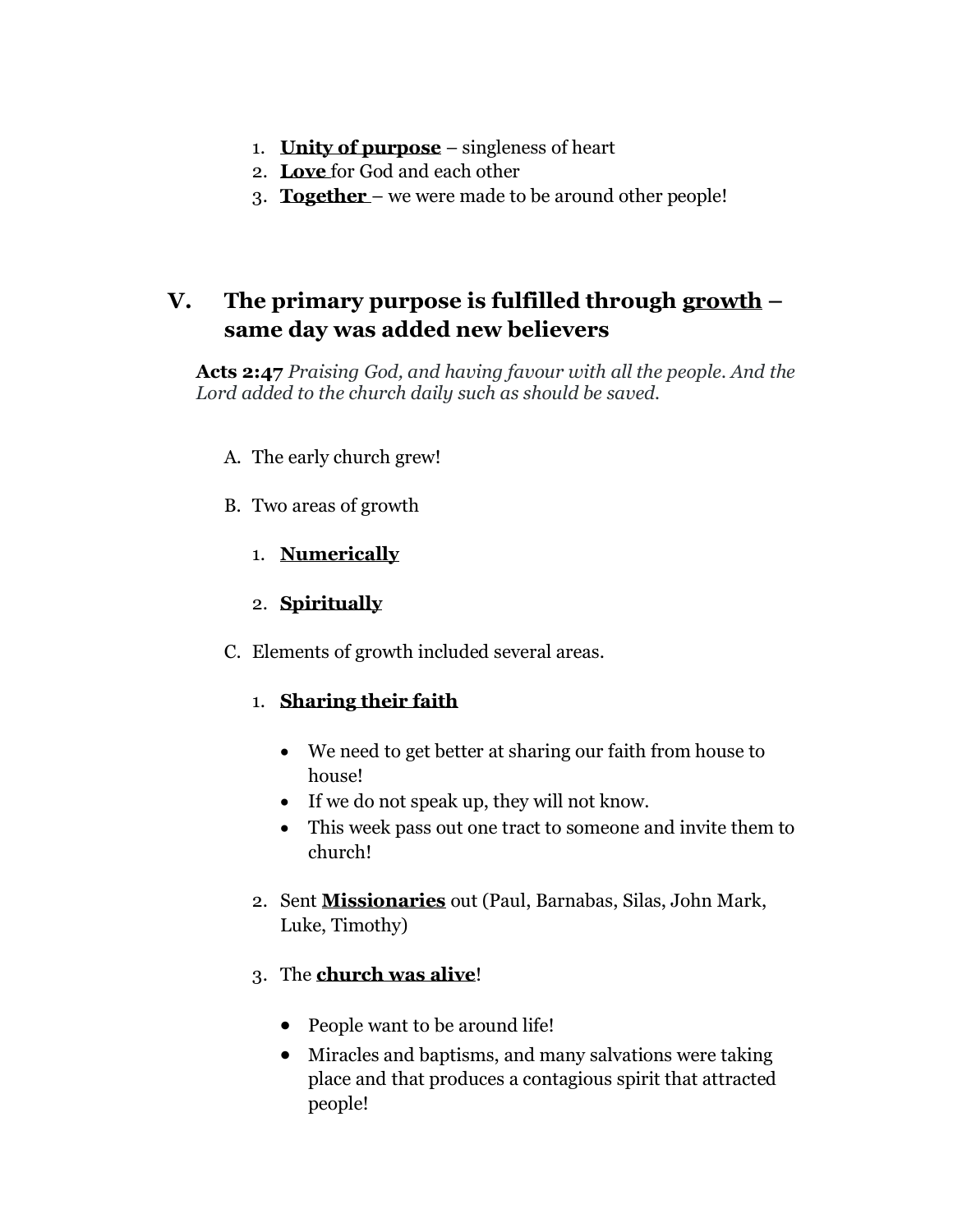1. **Unity of purpose** – singleness of heart
2. **Love** for God and each other
3. **Together** – we were made to be around other people!

## V. The primary purpose is fulfilled through growth – same day was added new believers

**Acts 2:47** *Praising God, and having favour with all the people. And the Lord added to the church daily such as should be saved.*

A. The early church grew!

B. Two areas of growth

   1. **Numerically**

   2. **Spiritually**

C. Elements of growth included several areas.

   1. **Sharing their faith**

      - We need to get better at sharing our faith from house to house!
      - If we do not speak up, they will not know.
      - This week pass out one tract to someone and invite them to church!

   2. Sent **Missionaries** out (Paul, Barnabas, Silas, John Mark, Luke, Timothy)

   3. The **church was alive**!

      - People want to be around life!
      - Miracles and baptisms, and many salvations were taking place and that produces a contagious spirit that attracted people!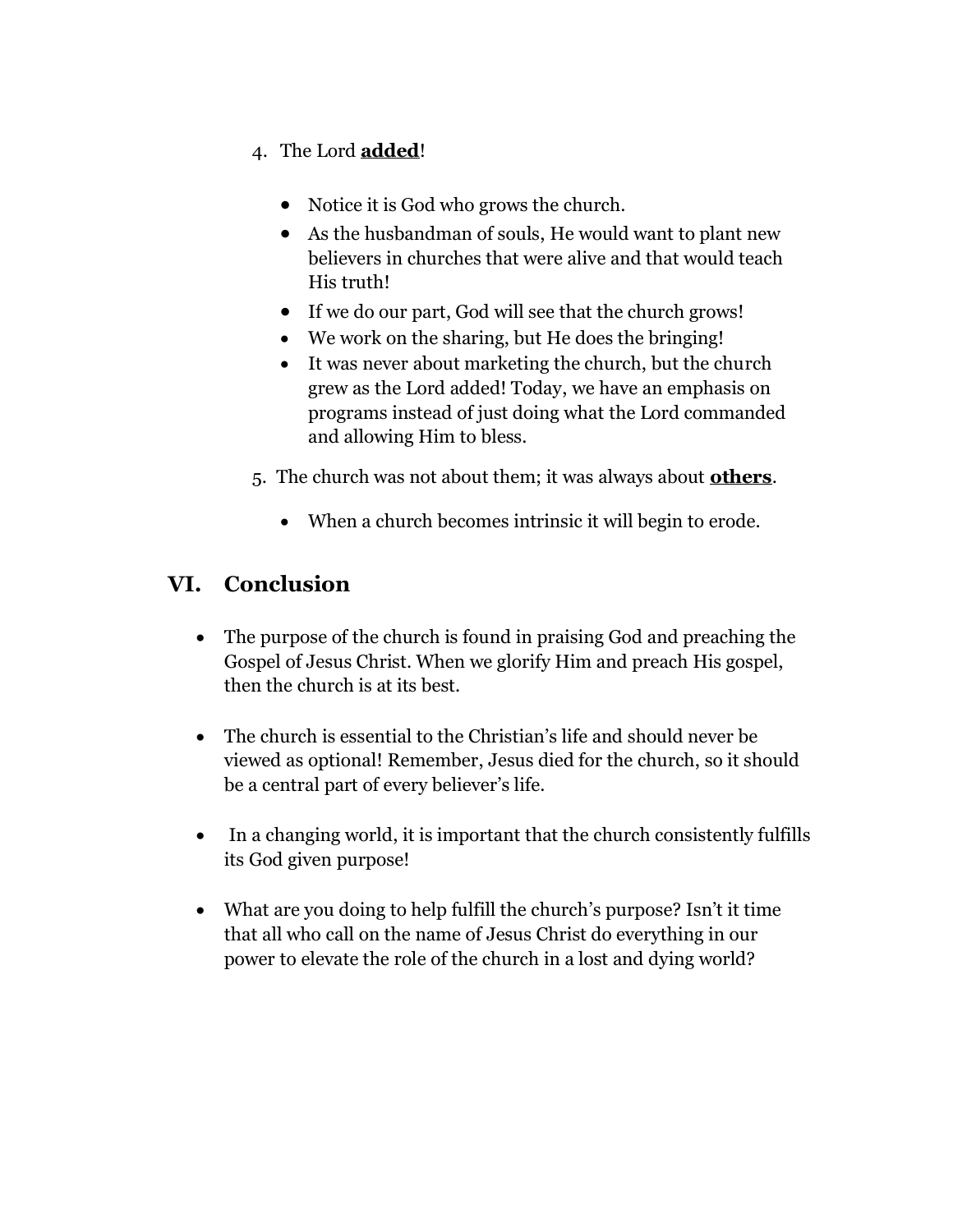4. The Lord **<u>added</u>**!

    - Notice it is God who grows the church.
    - As the husbandman of souls, He would want to plant new believers in churches that were alive and that would teach His truth!
    - If we do our part, God will see that the church grows!
    - We work on the sharing, but He does the bringing!
    - It was never about marketing the church, but the church grew as the Lord added! Today, we have an emphasis on programs instead of just doing what the Lord commanded and allowing Him to bless.

5. The church was not about them; it was always about **<u>others</u>**.

    - When a church becomes intrinsic it will begin to erode.

## VI. Conclusion

- The purpose of the church is found in praising God and preaching the Gospel of Jesus Christ. When we glorify Him and preach His gospel, then the church is at its best.

- The church is essential to the Christian's life and should never be viewed as optional! Remember, Jesus died for the church, so it should be a central part of every believer's life.

- In a changing world, it is important that the church consistently fulfills its God given purpose!

- What are you doing to help fulfill the church's purpose? Isn't it time that all who call on the name of Jesus Christ do everything in our power to elevate the role of the church in a lost and dying world?